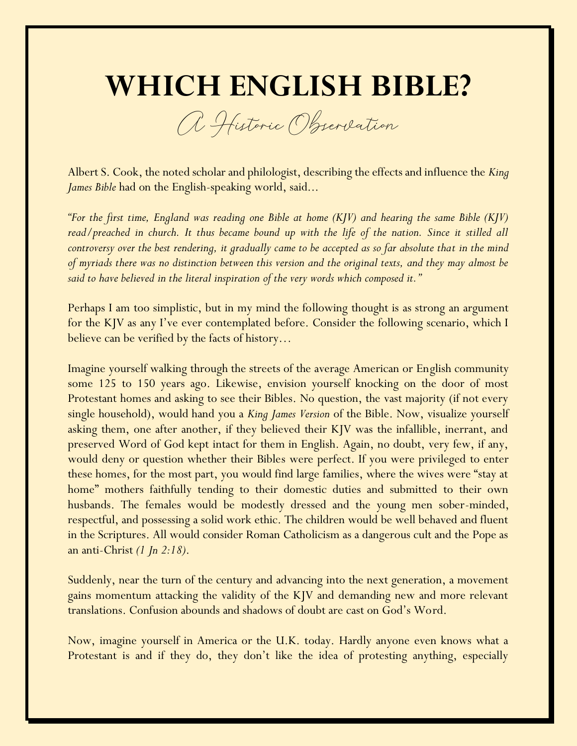# WHICH ENGLISH BIBLE?

## A Historic Observation

Albert S. Cook, the noted scholar and philologist, describing the effects and influence the *King James Bible* had on the English-speaking world, said…

*"For the first time, England was reading one Bible at home (KJV) and hearing the same Bible (KJV) read/preached in church. It thus became bound up with the life of the nation. Since it stilled all controversy over the best rendering, it gradually came to be accepted as so far absolute that in the mind of myriads there was no distinction between this version and the original texts, and they may almost be said to have believed in the literal inspiration of the very words which composed it."*

Perhaps I am too simplistic, but in my mind the following thought is as strong an argument for the KJV as any I've ever contemplated before. Consider the following scenario, which I believe can be verified by the facts of history…

Imagine yourself walking through the streets of the average American or English community some 125 to 150 years ago. Likewise, envision yourself knocking on the door of most Protestant homes and asking to see their Bibles. No question, the vast majority (if not every single household), would hand you a *King James Version* of the Bible. Now, visualize yourself asking them, one after another, if they believed their KJV was the infallible, inerrant, and preserved Word of God kept intact for them in English. Again, no doubt, very few, if any, would deny or question whether their Bibles were perfect. If you were privileged to enter these homes, for the most part, you would find large families, where the wives were "stay at home" mothers faithfully tending to their domestic duties and submitted to their own husbands. The females would be modestly dressed and the young men sober-minded, respectful, and possessing a solid work ethic. The children would be well behaved and fluent in the Scriptures. All would consider Roman Catholicism as a dangerous cult and the Pope as an anti-Christ *(1 Jn 2:18)*.

Suddenly, near the turn of the century and advancing into the next generation, a movement gains momentum attacking the validity of the KJV and demanding new and more relevant translations. Confusion abounds and shadows of doubt are cast on God's Word.

Now, imagine yourself in America or the U.K. today. Hardly anyone even knows what a Protestant is and if they do, they don't like the idea of protesting anything, especially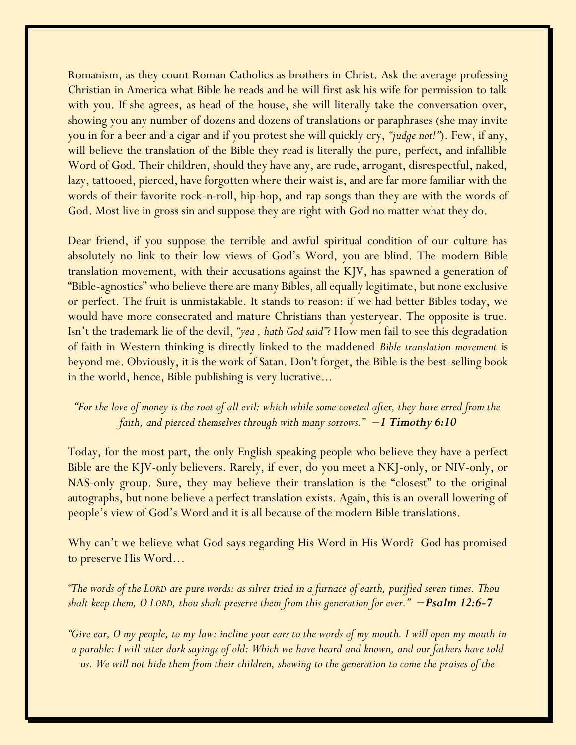Romanism, as they count Roman Catholics as brothers in Christ. Ask the average professing Christian in America what Bible he reads and he will first ask his wife for permission to talk with you. If she agrees, as head of the house, she will literally take the conversation over, showing you any number of dozens and dozens of translations or paraphrases (she may invite you in for a beer and a cigar and if you protest she will quickly cry, *"judge not!"*). Few, if any, will believe the translation of the Bible they read is literally the pure, perfect, and infallible Word of God. Their children, should they have any, are rude, arrogant, disrespectful, naked, lazy, tattooed, pierced, have forgotten where their waist is, and are far more familiar with the words of their favorite rock-n-roll, hip-hop, and rap songs than they are with the words of God. Most live in gross sin and suppose they are right with God no matter what they do.

Dear friend, if you suppose the terrible and awful spiritual condition of our culture has absolutely no link to their low views of God's Word, you are blind. The modern Bible translation movement, with their accusations against the KJV, has spawned a generation of "Bible-agnostics" who believe there are many Bibles, all equally legitimate, but none exclusive or perfect. The fruit is unmistakable. It stands to reason: if we had better Bibles today, we would have more consecrated and mature Christians than yesteryear. The opposite is true. Isn't the trademark lie of the devil, *"yea , hath God said"*? How men fail to see this degradation of faith in Western thinking is directly linked to the maddened *Bible translation movement* is beyond me. Obviously, it is the work of Satan. Don't forget, the Bible is the best-selling book in the world, hence, Bible publishing is very lucrative...

> *"For the love of money is the root of all evil: which while some coveted after, they have erred from the faith, and pierced themselves through with many sorrows."* **—1 Timothy 6:10**

Today, for the most part, the only English speaking people who believe they have a perfect Bible are the KJV-only believers. Rarely, if ever, do you meet a NKJ-only, or NIV-only, or NAS-only group. Sure, they may believe their translation is the "closest" to the original autographs, but none believe a perfect translation exists. Again, this is an overall lowering of people's view of God's Word and it is all because of the modern Bible translations.

Why can't we believe what God says regarding His Word in His Word? God has promised to preserve His Word...

> *"The words of the LORD are pure words: as silver tried in a furnace of earth, purified seven times. Thou shalt keep them, O LORD, thou shalt preserve them from this generation for ever."* **—Psalm 12:6-7**

> *"Give ear, O my people, to my law: incline your ears to the words of my mouth. I will open my mouth in a parable: I will utter dark sayings of old: Which we have heard and known, and our fathers have told us. We will not hide them from their children, shewing to the generation to come the praises of the*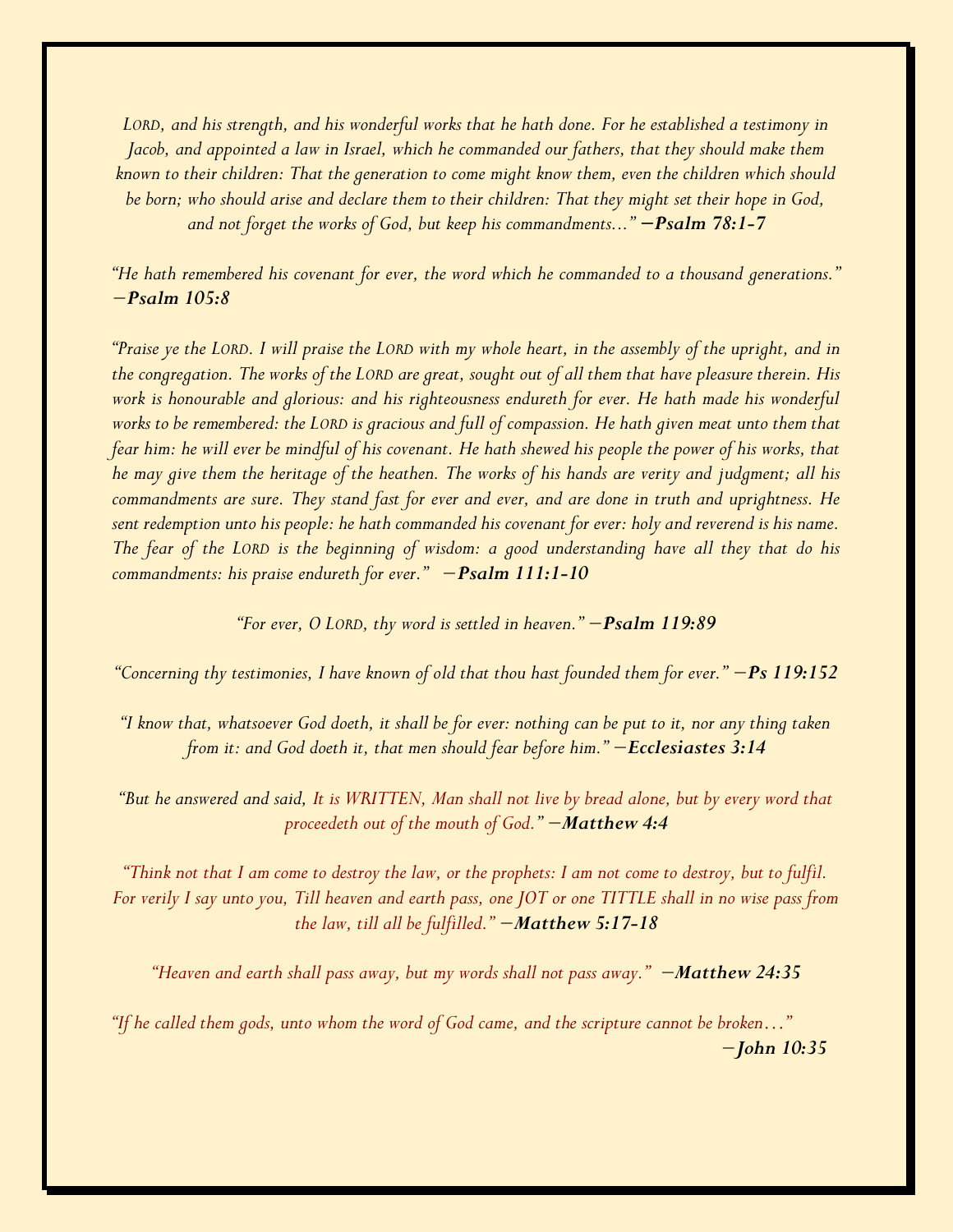*LORD, and his strength, and his wonderful works that he hath done. For he established a testimony in Jacob, and appointed a law in Israel, which he commanded our fathers, that they should make them known to their children: That the generation to come might know them, even the children which should be born; who should arise and declare them to their children: That they might set their hope in God, and not forget the works of God, but keep his commandments...”* **—Psalm 78:1-7**

*“He hath remembered his covenant for ever, the word which he commanded to a thousand generations.”* **—Psalm 105:8**

*“Praise ye the LORD. I will praise the LORD with my whole heart, in the assembly of the upright, and in the congregation. The works of the LORD are great, sought out of all them that have pleasure therein. His work is honourable and glorious: and his righteousness endureth for ever. He hath made his wonderful works to be remembered: the LORD is gracious and full of compassion. He hath given meat unto them that fear him: he will ever be mindful of his covenant. He hath shewed his people the power of his works, that he may give them the heritage of the heathen. The works of his hands are verity and judgment; all his commandments are sure. They stand fast for ever and ever, and are done in truth and uprightness. He sent redemption unto his people: he hath commanded his covenant for ever: holy and reverend is his name. The fear of the LORD is the beginning of wisdom: a good understanding have all they that do his commandments: his praise endureth for ever.”* **—Psalm 111:1-10**

*“For ever, O LORD, thy word is settled in heaven.”* **—Psalm 119:89**

*“Concerning thy testimonies, I have known of old that thou hast founded them for ever.”* **—Ps 119:152**

*“I know that, whatsoever God doeth, it shall be for ever: nothing can be put to it, nor any thing taken from it: and God doeth it, that men should fear before him.”* **—Ecclesiastes 3:14**

*“But he answered and said, It is WRITTEN, Man shall not live by bread alone, but by every word that proceedeth out of the mouth of God.”* **—Matthew 4:4**

*“Think not that I am come to destroy the law, or the prophets: I am not come to destroy, but to fulfil. For verily I say unto you, Till heaven and earth pass, one JOT or one TITTLE shall in no wise pass from the law, till all be fulfilled.”* **—Matthew 5:17-18**

*“Heaven and earth shall pass away, but my words shall not pass away.”* **—Matthew 24:35**

*“If he called them gods, unto whom the word of God came, and the scripture cannot be broken...”* **—John 10:35**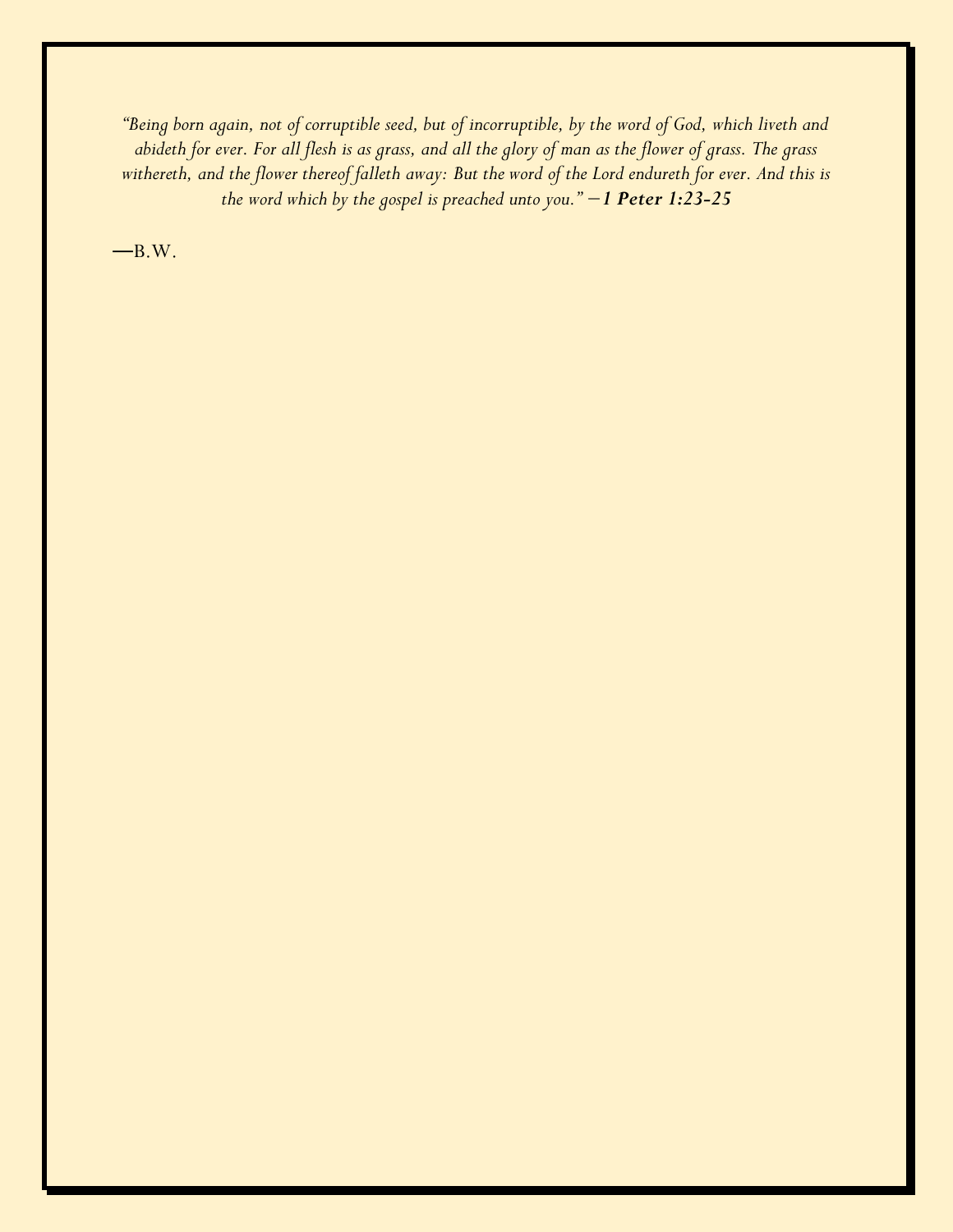*"Being born again, not of corruptible seed, but of incorruptible, by the word of God, which liveth and abideth for ever. For all flesh is as grass, and all the glory of man as the flower of grass. The grass withereth, and the flower thereof falleth away: But the word of the Lord endureth for ever. And this is the word which by the gospel is preached unto you."* —***1 Peter 1:23-25***

—B.W.